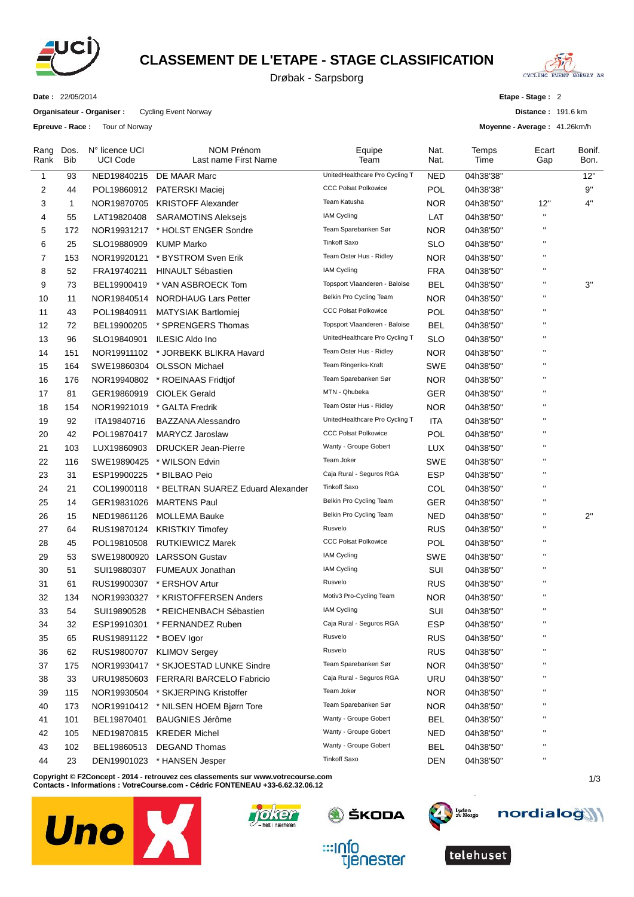# CLASSEMENT DE L'ETAPE - STAGE CLASSIFICATION

Drøbak - Sarpsborg

**Date :** 22/05/2014

**Organisateur - Organiser :** Cycling Event Norway

**Epreuve - Race :** Tour of Norway

**Etape - Stage :** 2

**Distance :** 191.6 km

**Moyenne - Average :** 41.26km/h

| Rang Rank | Dos. Bib | N° licence UCI UCI Code | NOM Prénom Last name First Name | Equipe Team | Nat. Nat. | Temps Time | Ecart Gap | Bonif. Bon. |
|---|---|---|---|---|---|---|---|---|
| 1 | 93 | NED19840215 | DE MAAR Marc | UnitedHealthcare Pro Cycling T | NED | 04h38'38'' | | 12'' |
| 2 | 44 | POL19860912 | PATERSKI Maciej | CCC Polsat Polkowice | POL | 04h38'38'' | | 9'' |
| 3 | 1 | NOR19870705 | KRISTOFF Alexander | Team Katusha | NOR | 04h38'50'' | 12'' | 4'' |
| 4 | 55 | LAT19820408 | SARAMOTINS Aleksejs | IAM Cycling | LAT | 04h38'50'' | " | |
| 5 | 172 | NOR19931217 | * HOLST ENGER Sondre | Team Sparebanken Sør | NOR | 04h38'50'' | " | |
| 6 | 25 | SLO19880909 | KUMP Marko | Tinkoff Saxo | SLO | 04h38'50'' | " | |
| 7 | 153 | NOR19920121 | * BYSTROM Sven Erik | Team Oster Hus - Ridley | NOR | 04h38'50'' | " | |
| 8 | 52 | FRA19740211 | HINAULT Sébastien | IAM Cycling | FRA | 04h38'50'' | " | |
| 9 | 73 | BEL19900419 | * VAN ASBROECK Tom | Topsport Vlaanderen - Baloise | BEL | 04h38'50'' | " | 3'' |
| 10 | 11 | NOR19840514 | NORDHAUG Lars Petter | Belkin Pro Cycling Team | NOR | 04h38'50'' | " | |
| 11 | 43 | POL19840911 | MATYSIAK Bartlomiej | CCC Polsat Polkowice | POL | 04h38'50'' | " | |
| 12 | 72 | BEL19900205 | * SPRENGERS Thomas | Topsport Vlaanderen - Baloise | BEL | 04h38'50'' | " | |
| 13 | 96 | SLO19840901 | ILESIC Aldo Ino | UnitedHealthcare Pro Cycling T | SLO | 04h38'50'' | " | |
| 14 | 151 | NOR19911102 | * JORBEKK BLIKRA Havard | Team Oster Hus - Ridley | NOR | 04h38'50'' | " | |
| 15 | 164 | SWE19860304 | OLSSON Michael | Team Ringeriks-Kraft | SWE | 04h38'50'' | " | |
| 16 | 176 | NOR19940802 | * ROEINAAS Fridtjof | Team Sparebanken Sør | NOR | 04h38'50'' | " | |
| 17 | 81 | GER19860919 | CIOLEK Gerald | MTN - Qhubeka | GER | 04h38'50'' | " | |
| 18 | 154 | NOR19921019 | * GALTA Fredrik | Team Oster Hus - Ridley | NOR | 04h38'50'' | " | |
| 19 | 92 | ITA19840716 | BAZZANA Alessandro | UnitedHealthcare Pro Cycling T | ITA | 04h38'50'' | " | |
| 20 | 42 | POL19870417 | MARYCZ Jaroslaw | CCC Polsat Polkowice | POL | 04h38'50'' | " | |
| 21 | 103 | LUX19860903 | DRUCKER Jean-Pierre | Wanty - Groupe Gobert | LUX | 04h38'50'' | " | |
| 22 | 116 | SWE19890425 | * WILSON Edvin | Team Joker | SWE | 04h38'50'' | " | |
| 23 | 31 | ESP19900225 | * BILBAO Peio | Caja Rural - Seguros RGA | ESP | 04h38'50'' | " | |
| 24 | 21 | COL19900118 | * BELTRAN SUAREZ Eduard Alexander | Tinkoff Saxo | COL | 04h38'50'' | " | |
| 25 | 14 | GER19831026 | MARTENS Paul | Belkin Pro Cycling Team | GER | 04h38'50'' | " | |
| 26 | 15 | NED19861126 | MOLLEMA Bauke | Belkin Pro Cycling Team | NED | 04h38'50'' | " | 2'' |
| 27 | 64 | RUS19870124 | KRISTKIY Timofey | Rusvelo | RUS | 04h38'50'' | " | |
| 28 | 45 | POL19810508 | RUTKIEWICZ Marek | CCC Polsat Polkowice | POL | 04h38'50'' | " | |
| 29 | 53 | SWE19800920 | LARSSON Gustav | IAM Cycling | SWE | 04h38'50'' | " | |
| 30 | 51 | SUI19880307 | FUMEAUX Jonathan | IAM Cycling | SUI | 04h38'50'' | " | |
| 31 | 61 | RUS19900307 | * ERSHOV Artur | Rusvelo | RUS | 04h38'50'' | " | |
| 32 | 134 | NOR19930327 | * KRISTOFFERSEN Anders | Motiv3 Pro-Cycling Team | NOR | 04h38'50'' | " | |
| 33 | 54 | SUI19890528 | * REICHENBACH Sébastien | IAM Cycling | SUI | 04h38'50'' | " | |
| 34 | 32 | ESP19910301 | * FERNANDEZ Ruben | Caja Rural - Seguros RGA | ESP | 04h38'50'' | " | |
| 35 | 65 | RUS19891122 | * BOEV Igor | Rusvelo | RUS | 04h38'50'' | " | |
| 36 | 62 | RUS19800707 | KLIMOV Sergey | Rusvelo | RUS | 04h38'50'' | " | |
| 37 | 175 | NOR19930417 | * SKJOESTAD LUNKE Sindre | Team Sparebanken Sør | NOR | 04h38'50'' | " | |
| 38 | 33 | URU19850603 | FERRARI BARCELO Fabricio | Caja Rural - Seguros RGA | URU | 04h38'50'' | " | |
| 39 | 115 | NOR19930504 | * SKJERPING Kristoffer | Team Joker | NOR | 04h38'50'' | " | |
| 40 | 173 | NOR19910412 | * NILSEN HOEM Bjørn Tore | Team Sparebanken Sør | NOR | 04h38'50'' | " | |
| 41 | 101 | BEL19870401 | BAUGNIES Jérôme | Wanty - Groupe Gobert | BEL | 04h38'50'' | " | |
| 42 | 105 | NED19870815 | KREDER Michel | Wanty - Groupe Gobert | NED | 04h38'50'' | " | |
| 43 | 102 | BEL19860513 | DEGAND Thomas | Wanty - Groupe Gobert | BEL | 04h38'50'' | " | |
| 44 | 23 | DEN19901023 | * HANSEN Jesper | Tinkoff Saxo | DEN | 04h38'50'' | " | |

**Copyright © F2Concept - 2014 - retrouvez ces classements sur www.votrecourse.com**
**Contacts - Informations : VotreCourse.com - Cédric FONTENEAU +33-6.62.32.06.12**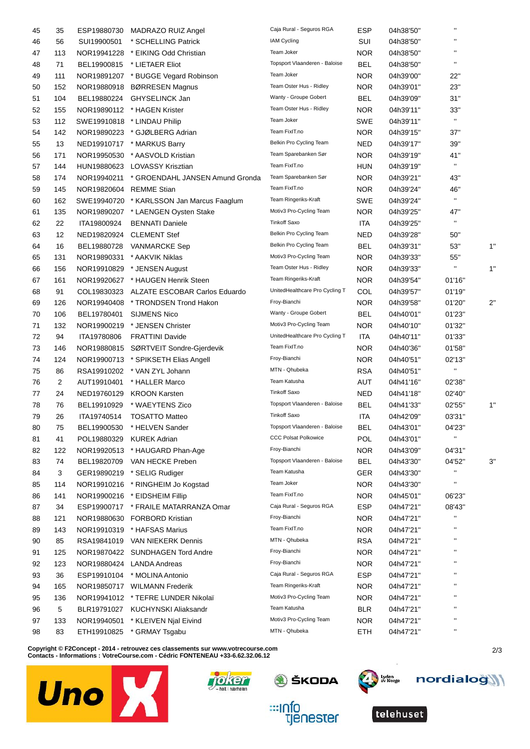| | | | | | | | | |
|---|---|---|---|---|---|---|---|---|
| 45 | 35 | ESP19880730 | MADRAZO RUIZ Angel | Caja Rural - Seguros RGA | ESP | 04h38'50" | " | |
| 46 | 56 | SUI19900501 | * SCHELLING Patrick | IAM Cycling | SUI | 04h38'50" | " | |
| 47 | 113 | NOR19941228 | * EIKING Odd Christian | Team Joker | NOR | 04h38'50" | " | |
| 48 | 71 | BEL19900815 | * LIETAER Eliot | Topsport Vlaanderen - Baloise | BEL | 04h38'50" | " | |
| 49 | 111 | NOR19891207 | * BUGGE Vegard Robinson | Team Joker | NOR | 04h39'00" | 22" | |
| 50 | 152 | NOR19880918 | BØRRESEN Magnus | Team Oster Hus - Ridley | NOR | 04h39'01" | 23" | |
| 51 | 104 | BEL19880224 | GHYSELINCK Jan | Wanty - Groupe Gobert | BEL | 04h39'09" | 31" | |
| 52 | 155 | NOR19890112 | * HAGEN Krister | Team Oster Hus - Ridley | NOR | 04h39'11" | 33" | |
| 53 | 112 | SWE19910818 | * LINDAU Philip | Team Joker | SWE | 04h39'11" | " | |
| 54 | 142 | NOR19890223 | * GJØLBERG Adrian | Team FixIT.no | NOR | 04h39'15" | 37" | |
| 55 | 13 | NED19910717 | * MARKUS Barry | Belkin Pro Cycling Team | NED | 04h39'17" | 39" | |
| 56 | 171 | NOR19950530 | * AASVOLD Kristian | Team Sparebanken Sør | NOR | 04h39'19" | 41" | |
| 57 | 144 | HUN19880623 | LOVASSY Krisztian | Team FixIT.no | HUN | 04h39'19" | " | |
| 58 | 174 | NOR19940211 | * GROENDAHL JANSEN Amund Gronda | Team Sparebanken Sør | NOR | 04h39'21" | 43" | |
| 59 | 145 | NOR19820604 | REMME Stian | Team FixIT.no | NOR | 04h39'24" | 46" | |
| 60 | 162 | SWE19940720 | * KARLSSON Jan Marcus Faaglum | Team Ringeriks-Kraft | SWE | 04h39'24" | " | |
| 61 | 135 | NOR19890207 | * LAENGEN Oysten Stake | Motiv3 Pro-Cycling Team | NOR | 04h39'25" | 47" | |
| 62 | 22 | ITA19800924 | BENNATI Daniele | Tinkoff Saxo | ITA | 04h39'25" | " | |
| 63 | 12 | NED19820924 | CLEMENT Stef | Belkin Pro Cycling Team | NED | 04h39'28" | 50" | |
| 64 | 16 | BEL19880728 | VANMARCKE Sep | Belkin Pro Cycling Team | BEL | 04h39'31" | 53" | 1" |
| 65 | 131 | NOR19890331 | * AAKVIK Niklas | Motiv3 Pro-Cycling Team | NOR | 04h39'33" | 55" | |
| 66 | 156 | NOR19910829 | * JENSEN August | Team Oster Hus - Ridley | NOR | 04h39'33" | " | 1" |
| 67 | 161 | NOR19920627 | * HAUGEN Henrik Steen | Team Ringeriks-Kraft | NOR | 04h39'54" | 01'16" | |
| 68 | 91 | COL19830323 | ALZATE ESCOBAR Carlos Eduardo | UnitedHealthcare Pro Cycling T | COL | 04h39'57" | 01'19" | |
| 69 | 126 | NOR19940408 | * TRONDSEN Trond Hakon | Froy-Bianchi | NOR | 04h39'58" | 01'20" | 2" |
| 70 | 106 | BEL19780401 | SIJMENS Nico | Wanty - Groupe Gobert | BEL | 04h40'01" | 01'23" | |
| 71 | 132 | NOR19900219 | * JENSEN Christer | Motiv3 Pro-Cycling Team | NOR | 04h40'10" | 01'32" | |
| 72 | 94 | ITA19780806 | FRATTINI Davide | UnitedHealthcare Pro Cycling T | ITA | 04h40'11" | 01'33" | |
| 73 | 146 | NOR19880815 | SØRTVEIT Sondre-Gjerdevik | Team FixIT.no | NOR | 04h40'36" | 01'58" | |
| 74 | 124 | NOR19900713 | * SPIKSETH Elias Angell | Froy-Bianchi | NOR | 04h40'51" | 02'13" | |
| 75 | 86 | RSA19910202 | * VAN ZYL Johann | MTN - Qhubeka | RSA | 04h40'51" | " | |
| 76 | 2 | AUT19910401 | * HALLER Marco | Team Katusha | AUT | 04h41'16" | 02'38" | |
| 77 | 24 | NED19760129 | KROON Karsten | Tinkoff Saxo | NED | 04h41'18" | 02'40" | |
| 78 | 76 | BEL19910929 | * WAEYTENS Zico | Topsport Vlaanderen - Baloise | BEL | 04h41'33" | 02'55" | 1" |
| 79 | 26 | ITA19740514 | TOSATTO Matteo | Tinkoff Saxo | ITA | 04h42'09" | 03'31" | |
| 80 | 75 | BEL19900530 | * HELVEN Sander | Topsport Vlaanderen - Baloise | BEL | 04h43'01" | 04'23" | |
| 81 | 41 | POL19880329 | KUREK Adrian | CCC Polsat Polkowice | POL | 04h43'01" | " | |
| 82 | 122 | NOR19920513 | * HAUGARD Phan-Age | Froy-Bianchi | NOR | 04h43'09" | 04'31" | |
| 83 | 74 | BEL19820709 | VAN HECKE Preben | Topsport Vlaanderen - Baloise | BEL | 04h43'30" | 04'52" | 3" |
| 84 | 3 | GER19890219 | * SELIG Rudiger | Team Katusha | GER | 04h43'30" | " | |
| 85 | 114 | NOR19910216 | * RINGHEIM Jo Kogstad | Team Joker | NOR | 04h43'30" | " | |
| 86 | 141 | NOR19900216 | * EIDSHEIM Fillip | Team FixIT.no | NOR | 04h45'01" | 06'23" | |
| 87 | 34 | ESP19900717 | * FRAILE MATARRANZA Omar | Caja Rural - Seguros RGA | ESP | 04h47'21" | 08'43" | |
| 88 | 121 | NOR19880630 | FORBORD Kristian | Froy-Bianchi | NOR | 04h47'21" | " | |
| 89 | 143 | NOR19910319 | * HAFSAS Marius | Team FixIT.no | NOR | 04h47'21" | " | |
| 90 | 85 | RSA19841019 | VAN NIEKERK Dennis | MTN - Qhubeka | RSA | 04h47'21" | " | |
| 91 | 125 | NOR19870422 | SUNDHAGEN Tord Andre | Froy-Bianchi | NOR | 04h47'21" | " | |
| 92 | 123 | NOR19880424 | LANDA Andreas | Froy-Bianchi | NOR | 04h47'21" | " | |
| 93 | 36 | ESP19910104 | * MOLINA Antonio | Caja Rural - Seguros RGA | ESP | 04h47'21" | " | |
| 94 | 165 | NOR19850717 | WILMANN Frederik | Team Ringeriks-Kraft | NOR | 04h47'21" | " | |
| 95 | 136 | NOR19941012 | * TEFRE LUNDER Nikolaï | Motiv3 Pro-Cycling Team | NOR | 04h47'21" | " | |
| 96 | 5 | BLR19791027 | KUCHYNSKI Aliaksandr | Team Katusha | BLR | 04h47'21" | " | |
| 97 | 133 | NOR19940501 | * KLEIVEN Njal Eivind | Motiv3 Pro-Cycling Team | NOR | 04h47'21" | " | |
| 98 | 83 | ETH19910825 | * GRMAY Tsgabu | MTN - Qhubeka | ETH | 04h47'21" | " | |

**Copyright © F2Concept - 2014 - retrouvez ces classements sur www.votrecourse.com**
**Contacts - Informations : VotreCourse.com - Cédric FONTENEAU +33-6.62.32.06.12**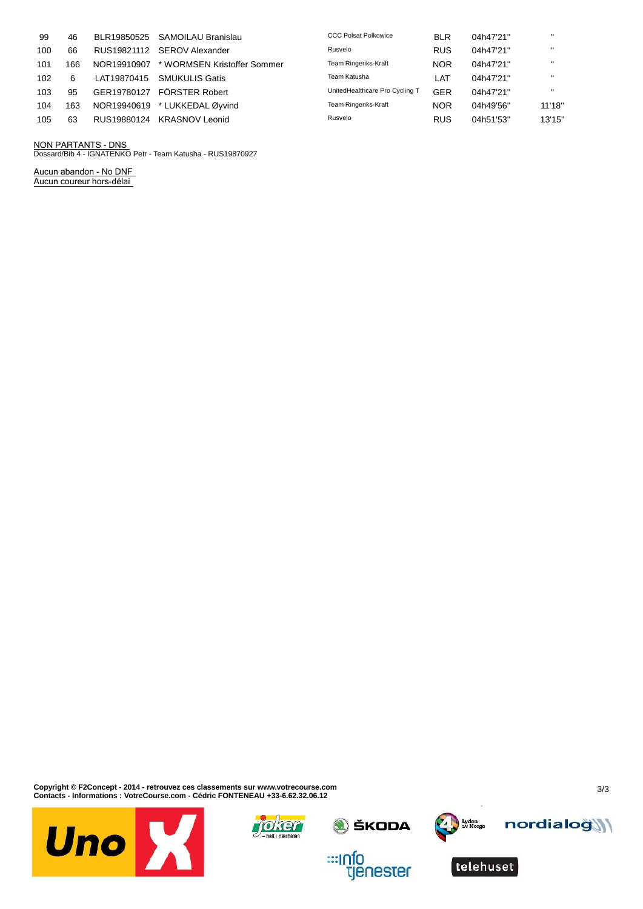| | | | | | | | |
|---|---|---|---|---|---|---|---|
| 99 | 46 | BLR19850525 | SAMOILAU Branislau | CCC Polsat Polkowice | BLR | 04h47'21'' | '' |
| 100 | 66 | RUS19821112 | SEROV Alexander | Rusvelo | RUS | 04h47'21'' | '' |
| 101 | 166 | NOR19910907 | * WORMSEN Kristoffer Sommer | Team Ringeriks-Kraft | NOR | 04h47'21'' | '' |
| 102 | 6 | LAT19870415 | SMUKULIS Gatis | Team Katusha | LAT | 04h47'21'' | '' |
| 103 | 95 | GER19780127 | FÖRSTER Robert | UnitedHealthcare Pro Cycling T | GER | 04h47'21'' | '' |
| 104 | 163 | NOR19940619 | * LUKKEDAL Øyvind | Team Ringeriks-Kraft | NOR | 04h49'56'' | 11'18'' |
| 105 | 63 | RUS19880124 | KRASNOV Leonid | Rusvelo | RUS | 04h51'53'' | 13'15'' |

NON PARTANTS - DNS
Dossard/Bib 4 - IGNATENKO Petr - Team Katusha - RUS19870927

Aucun abandon - No DNF
Aucun coureur hors-délai

**Copyright © F2Concept - 2014 - retrouvez ces classements sur www.votrecourse.com**
**Contacts - Informations : VotreCourse.com - Cédric FONTENEAU +33-6.62.32.06.12**

Uno X
joker – helt i nærheten
ŠKODA
Lyden av Norge
nordialog
info tjenester
telehuset